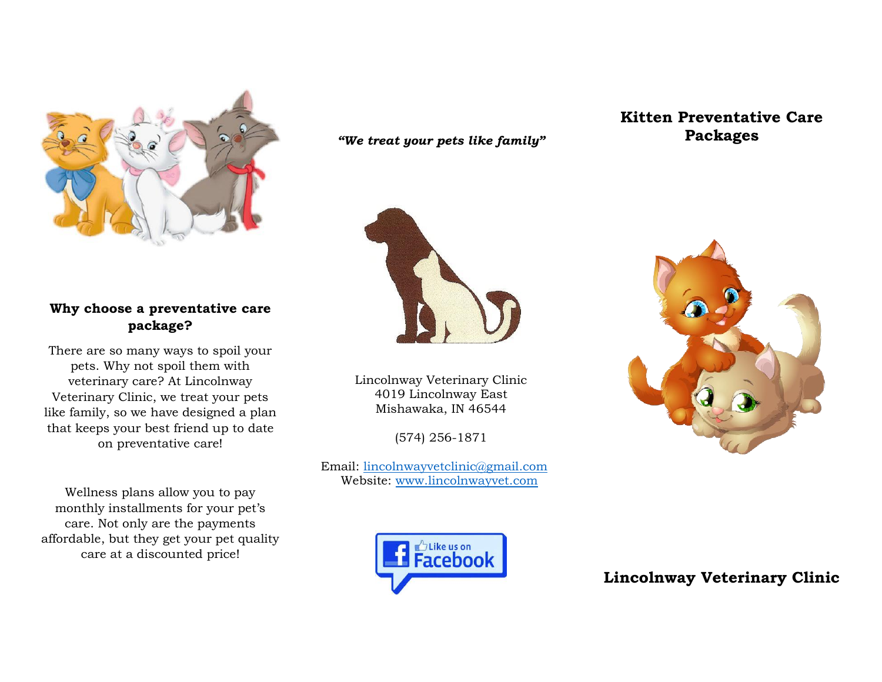## Why choose a preventative care package?

There are so many ways to spoil your pets. Why not spoil them with veterinary care? At Lincolnway Veterinary Clinic, we treat your pets like family, so we have designed a plan that keeps your best friend up to date on preventative care!

Wellness plans allow you to pay monthly installments for your pet's care. Not only are the payments affordable, but they get your pet quality care at a discounted price!

***"We treat your pets like family"***

Lincolnway Veterinary Clinic
4019 Lincolnway East
Mishawaka, IN 46544

(574) 256-1871

Email: lincolnwayvetclinic@gmail.com
Website: www.lincolnwayvet.com

Like us on Facebook

# Kitten Preventative Care Packages

## Lincolnway Veterinary Clinic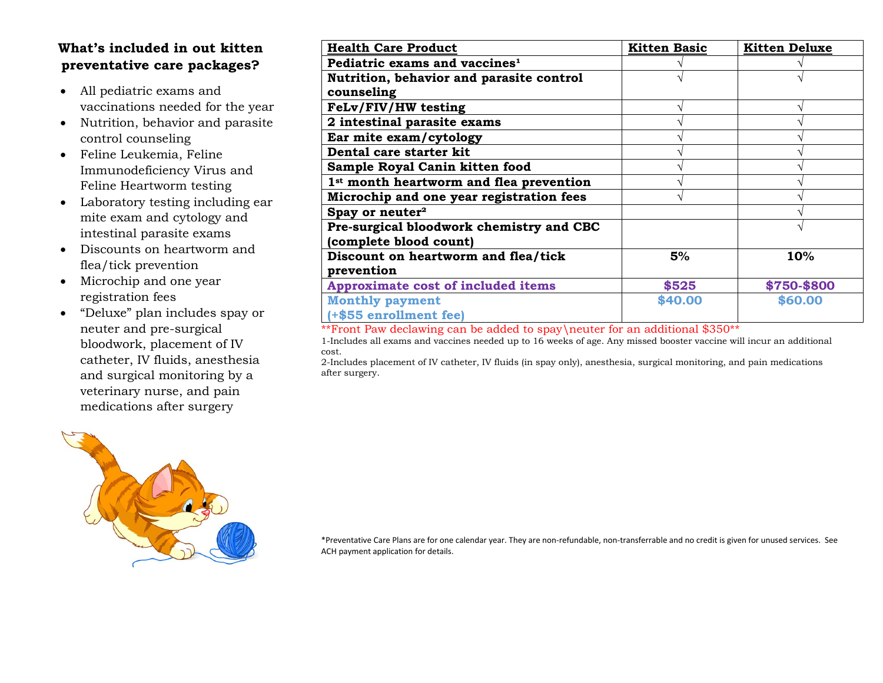## What's included in out kitten preventative care packages?

- All pediatric exams and vaccinations needed for the year
- Nutrition, behavior and parasite control counseling
- Feline Leukemia, Feline Immunodeficiency Virus and Feline Heartworm testing
- Laboratory testing including ear mite exam and cytology and intestinal parasite exams
- Discounts on heartworm and flea/tick prevention
- Microchip and one year registration fees
- "Deluxe" plan includes spay or neuter and pre-surgical bloodwork, placement of IV catheter, IV fluids, anesthesia and surgical monitoring by a veterinary nurse, and pain medications after surgery

| Health Care Product | Kitten Basic | Kitten Deluxe |
|---|---|---|
| Pediatric exams and vaccines[1] | √ | √ |
| Nutrition, behavior and parasite control counseling | √ | √ |
| FeLv/FIV/HW testing | √ | √ |
| 2 intestinal parasite exams | √ | √ |
| Ear mite exam/cytology | √ | √ |
| Dental care starter kit | √ | √ |
| Sample Royal Canin kitten food | √ | √ |
| 1st month heartworm and flea prevention | √ | √ |
| Microchip and one year registration fees | √ | √ |
| Spay or neuter[2] | | √ |
| Pre-surgical bloodwork chemistry and CBC (complete blood count) | | √ |
| Discount on heartworm and flea/tick prevention | 5% | 10% |
| Approximate cost of included items | $525 | $750-$800 |
| Monthly payment (+$55 enrollment fee) | $40.00 | $60.00 |

**Front Paw declawing can be added to spay\neuter for an additional $350**

1-Includes all exams and vaccines needed up to 16 weeks of age. Any missed booster vaccine will incur an additional cost.

2-Includes placement of IV catheter, IV fluids (in spay only), anesthesia, surgical monitoring, and pain medications after surgery.

*Preventative Care Plans are for one calendar year. They are non-refundable, non-transferrable and no credit is given for unused services. See ACH payment application for details.